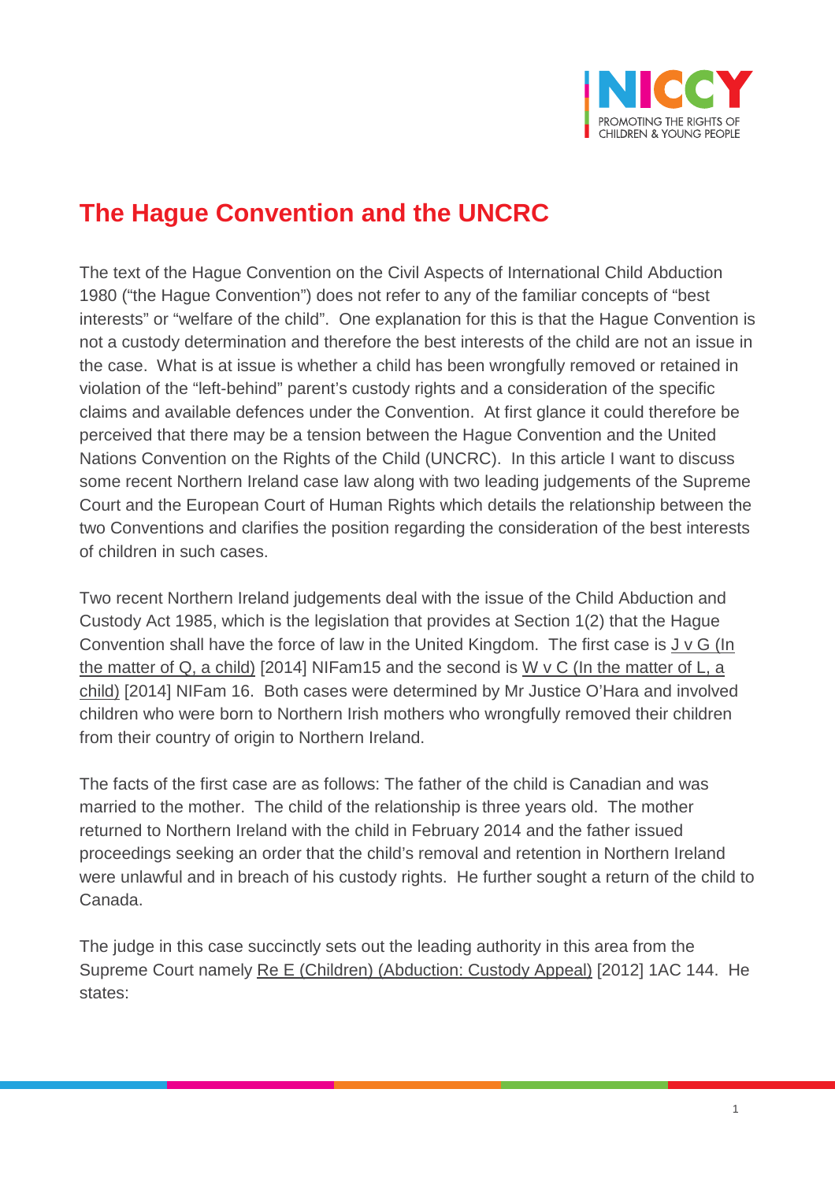# The Hague Convention and the UNCRC

The text of the Hague Convention on the Civil Aspects of International Child Abduction 1980 ("the Hague Convention") does not refer to any of the familiar concepts of "best interests" or "welfare of the child". One explanation for this is that the Hague Convention is not a custody determination and therefore the best interests of the child are not an issue in the case. What is at issue is whether a child has been wrongfully removed or retained in violation of the "left-behind" parent's custody rights and a consideration of the specific claims and available defences under the Convention. At first glance it could therefore be perceived that there may be a tension between the Hague Convention and the United Nations Convention on the Rights of the Child (UNCRC). In this article I want to discuss some recent Northern Ireland case law along with two leading judgements of the Supreme Court and the European Court of Human Rights which details the relationship between the two Conventions and clarifies the position regarding the consideration of the best interests of children in such cases.

Two recent Northern Ireland judgements deal with the issue of the Child Abduction and Custody Act 1985, which is the legislation that provides at Section 1(2) that the Hague Convention shall have the force of law in the United Kingdom. The first case is J v G (In the matter of Q, a child) [2014] NIFam15 and the second is W v C (In the matter of L, a child) [2014] NIFam 16. Both cases were determined by Mr Justice O'Hara and involved children who were born to Northern Irish mothers who wrongfully removed their children from their country of origin to Northern Ireland.

The facts of the first case are as follows: The father of the child is Canadian and was married to the mother. The child of the relationship is three years old. The mother returned to Northern Ireland with the child in February 2014 and the father issued proceedings seeking an order that the child's removal and retention in Northern Ireland were unlawful and in breach of his custody rights. He further sought a return of the child to Canada.

The judge in this case succinctly sets out the leading authority in this area from the Supreme Court namely Re E (Children) (Abduction: Custody Appeal) [2012] 1AC 144. He states: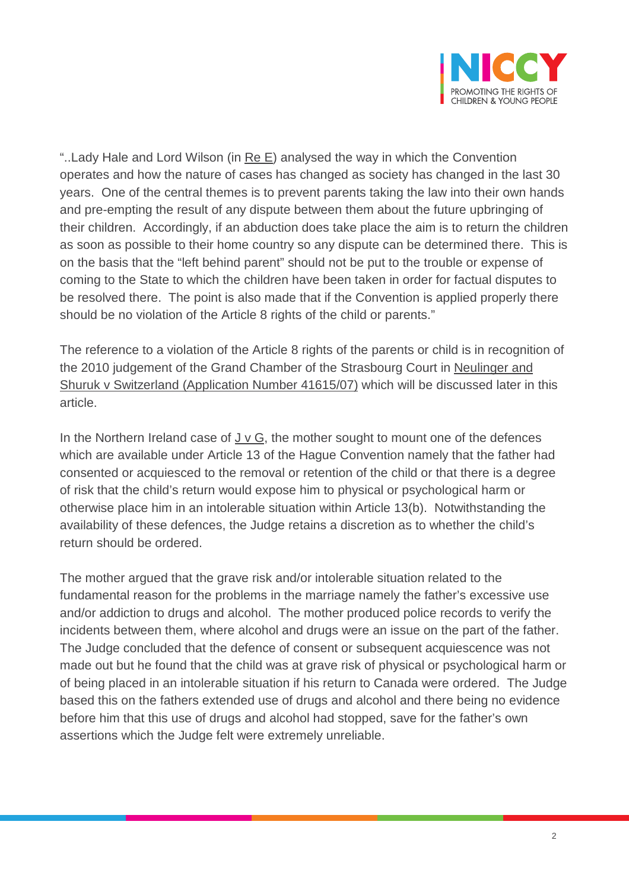"..Lady Hale and Lord Wilson (in Re E) analysed the way in which the Convention operates and how the nature of cases has changed as society has changed in the last 30 years. One of the central themes is to prevent parents taking the law into their own hands and pre-empting the result of any dispute between them about the future upbringing of their children. Accordingly, if an abduction does take place the aim is to return the children as soon as possible to their home country so any dispute can be determined there. This is on the basis that the "left behind parent" should not be put to the trouble or expense of coming to the State to which the children have been taken in order for factual disputes to be resolved there. The point is also made that if the Convention is applied properly there should be no violation of the Article 8 rights of the child or parents."

The reference to a violation of the Article 8 rights of the parents or child is in recognition of the 2010 judgement of the Grand Chamber of the Strasbourg Court in Neulinger and Shuruk v Switzerland (Application Number 41615/07) which will be discussed later in this article.

In the Northern Ireland case of J v G, the mother sought to mount one of the defences which are available under Article 13 of the Hague Convention namely that the father had consented or acquiesced to the removal or retention of the child or that there is a degree of risk that the child's return would expose him to physical or psychological harm or otherwise place him in an intolerable situation within Article 13(b). Notwithstanding the availability of these defences, the Judge retains a discretion as to whether the child's return should be ordered.

The mother argued that the grave risk and/or intolerable situation related to the fundamental reason for the problems in the marriage namely the father's excessive use and/or addiction to drugs and alcohol. The mother produced police records to verify the incidents between them, where alcohol and drugs were an issue on the part of the father. The Judge concluded that the defence of consent or subsequent acquiescence was not made out but he found that the child was at grave risk of physical or psychological harm or of being placed in an intolerable situation if his return to Canada were ordered. The Judge based this on the fathers extended use of drugs and alcohol and there being no evidence before him that this use of drugs and alcohol had stopped, save for the father's own assertions which the Judge felt were extremely unreliable.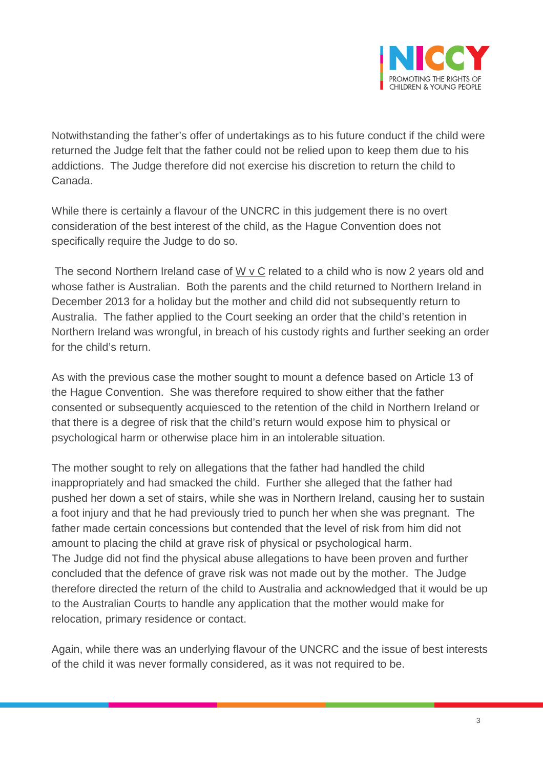Notwithstanding the father's offer of undertakings as to his future conduct if the child were returned the Judge felt that the father could not be relied upon to keep them due to his addictions. The Judge therefore did not exercise his discretion to return the child to Canada.

While there is certainly a flavour of the UNCRC in this judgement there is no overt consideration of the best interest of the child, as the Hague Convention does not specifically require the Judge to do so.

The second Northern Ireland case of W v C related to a child who is now 2 years old and whose father is Australian. Both the parents and the child returned to Northern Ireland in December 2013 for a holiday but the mother and child did not subsequently return to Australia. The father applied to the Court seeking an order that the child's retention in Northern Ireland was wrongful, in breach of his custody rights and further seeking an order for the child's return.

As with the previous case the mother sought to mount a defence based on Article 13 of the Hague Convention. She was therefore required to show either that the father consented or subsequently acquiesced to the retention of the child in Northern Ireland or that there is a degree of risk that the child's return would expose him to physical or psychological harm or otherwise place him in an intolerable situation.

The mother sought to rely on allegations that the father had handled the child inappropriately and had smacked the child. Further she alleged that the father had pushed her down a set of stairs, while she was in Northern Ireland, causing her to sustain a foot injury and that he had previously tried to punch her when she was pregnant. The father made certain concessions but contended that the level of risk from him did not amount to placing the child at grave risk of physical or psychological harm.
The Judge did not find the physical abuse allegations to have been proven and further concluded that the defence of grave risk was not made out by the mother. The Judge therefore directed the return of the child to Australia and acknowledged that it would be up to the Australian Courts to handle any application that the mother would make for relocation, primary residence or contact.

Again, while there was an underlying flavour of the UNCRC and the issue of best interests of the child it was never formally considered, as it was not required to be.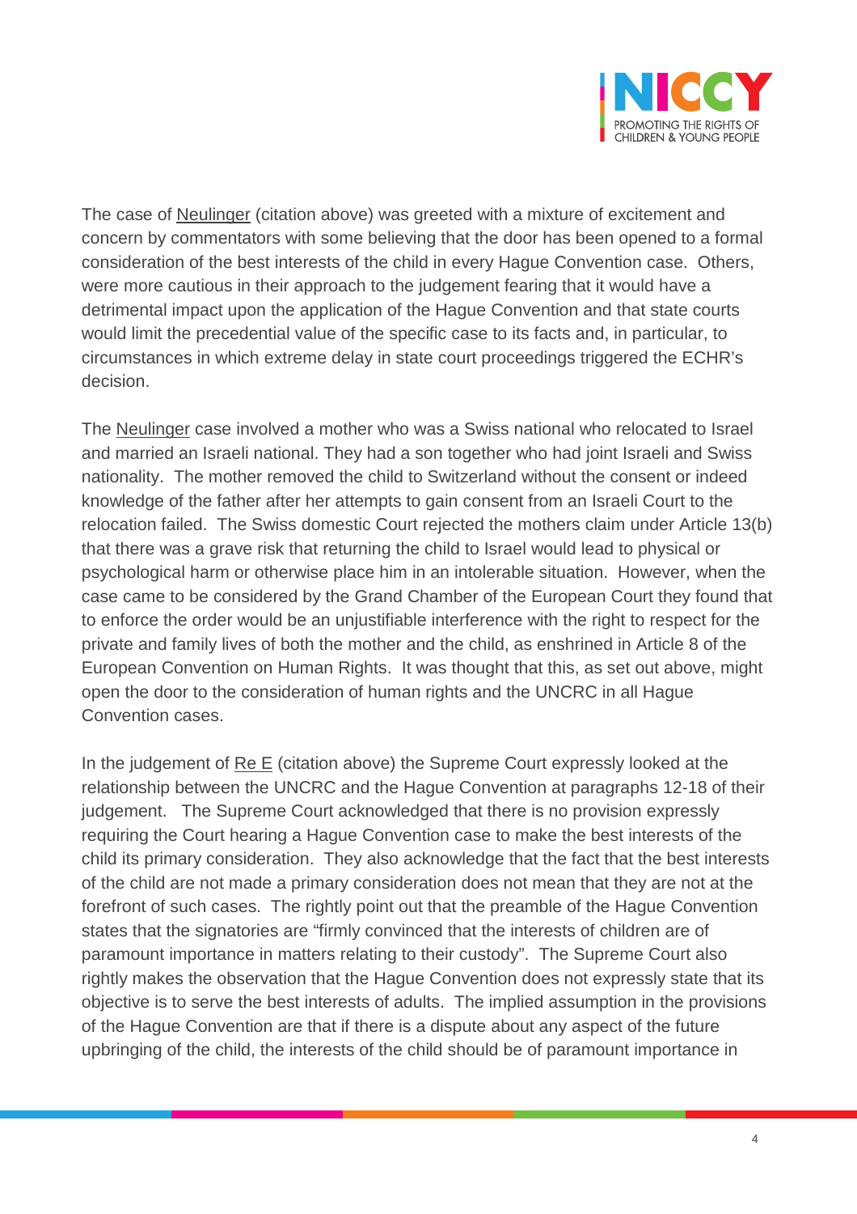The case of Neulinger (citation above) was greeted with a mixture of excitement and concern by commentators with some believing that the door has been opened to a formal consideration of the best interests of the child in every Hague Convention case. Others, were more cautious in their approach to the judgement fearing that it would have a detrimental impact upon the application of the Hague Convention and that state courts would limit the precedential value of the specific case to its facts and, in particular, to circumstances in which extreme delay in state court proceedings triggered the ECHR's decision.

The Neulinger case involved a mother who was a Swiss national who relocated to Israel and married an Israeli national. They had a son together who had joint Israeli and Swiss nationality. The mother removed the child to Switzerland without the consent or indeed knowledge of the father after her attempts to gain consent from an Israeli Court to the relocation failed. The Swiss domestic Court rejected the mothers claim under Article 13(b) that there was a grave risk that returning the child to Israel would lead to physical or psychological harm or otherwise place him in an intolerable situation. However, when the case came to be considered by the Grand Chamber of the European Court they found that to enforce the order would be an unjustifiable interference with the right to respect for the private and family lives of both the mother and the child, as enshrined in Article 8 of the European Convention on Human Rights. It was thought that this, as set out above, might open the door to the consideration of human rights and the UNCRC in all Hague Convention cases.

In the judgement of Re E (citation above) the Supreme Court expressly looked at the relationship between the UNCRC and the Hague Convention at paragraphs 12-18 of their judgement. The Supreme Court acknowledged that there is no provision expressly requiring the Court hearing a Hague Convention case to make the best interests of the child its primary consideration. They also acknowledge that the fact that the best interests of the child are not made a primary consideration does not mean that they are not at the forefront of such cases. The rightly point out that the preamble of the Hague Convention states that the signatories are "firmly convinced that the interests of children are of paramount importance in matters relating to their custody". The Supreme Court also rightly makes the observation that the Hague Convention does not expressly state that its objective is to serve the best interests of adults. The implied assumption in the provisions of the Hague Convention are that if there is a dispute about any aspect of the future upbringing of the child, the interests of the child should be of paramount importance in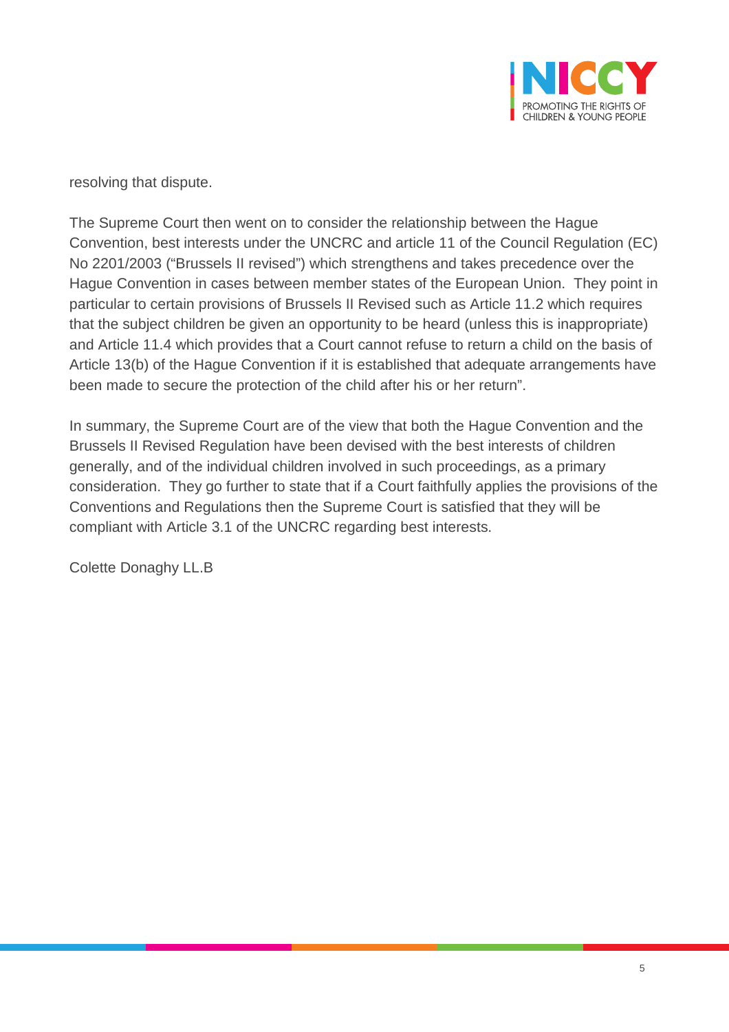resolving that dispute.

The Supreme Court then went on to consider the relationship between the Hague Convention, best interests under the UNCRC and article 11 of the Council Regulation (EC) No 2201/2003 ("Brussels II revised") which strengthens and takes precedence over the Hague Convention in cases between member states of the European Union. They point in particular to certain provisions of Brussels II Revised such as Article 11.2 which requires that the subject children be given an opportunity to be heard (unless this is inappropriate) and Article 11.4 which provides that a Court cannot refuse to return a child on the basis of Article 13(b) of the Hague Convention if it is established that adequate arrangements have been made to secure the protection of the child after his or her return".

In summary, the Supreme Court are of the view that both the Hague Convention and the Brussels II Revised Regulation have been devised with the best interests of children generally, and of the individual children involved in such proceedings, as a primary consideration. They go further to state that if a Court faithfully applies the provisions of the Conventions and Regulations then the Supreme Court is satisfied that they will be compliant with Article 3.1 of the UNCRC regarding best interests.

Colette Donaghy LL.B